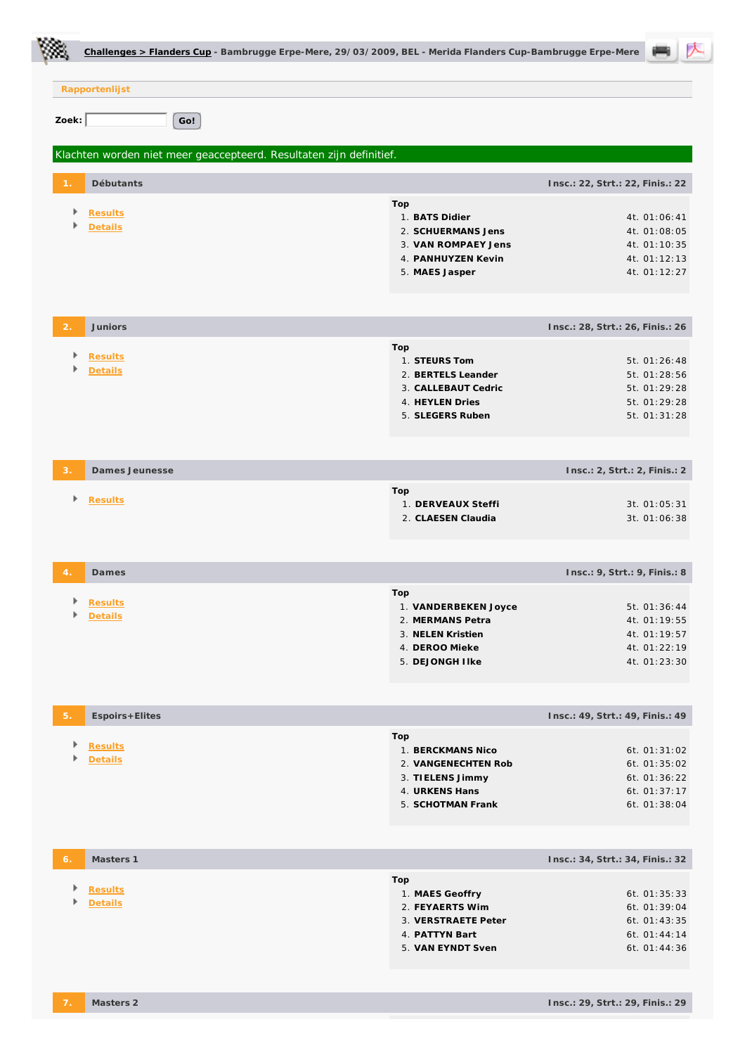**Challenges > Flanders Cup** - Bambrugge Erpe-Mere, 29/03/2009, BEL - Merida Flanders Cup-Bambrugge Erpe-Mere

Rapportenlijst

Zoek: Go!

Klachten worden niet meer geaccepteerd. Resultaten zijn definitief.

## 1. Débutants

Insc.: 22, Strt.: 22, Finis.: 22

- Results
- Details

**Top**

| | | |
|---|---|---|
| 1. | **BATS Didier** | 4t. 01:06:41 |
| 2. | **SCHUERMANS Jens** | 4t. 01:08:05 |
| 3. | **VAN ROMPAEY Jens** | 4t. 01:10:35 |
| 4. | **PANHUYZEN Kevin** | 4t. 01:12:13 |
| 5. | **MAES Jasper** | 4t. 01:12:27 |

## 2. Juniors

Insc.: 28, Strt.: 26, Finis.: 26

- Results
- Details

**Top**

| | | |
|---|---|---|
| 1. | **STEURS Tom** | 5t. 01:26:48 |
| 2. | **BERTELS Leander** | 5t. 01:28:56 |
| 3. | **CALLEBAUT Cedric** | 5t. 01:29:28 |
| 4. | **HEYLEN Dries** | 5t. 01:29:28 |
| 5. | **SLEGERS Ruben** | 5t. 01:31:28 |

## 3. Dames Jeunesse

Insc.: 2, Strt.: 2, Finis.: 2

- Results

**Top**

| | | |
|---|---|---|
| 1. | **DERVEAUX Steffi** | 3t. 01:05:31 |
| 2. | **CLAESEN Claudia** | 3t. 01:06:38 |

## 4. Dames

Insc.: 9, Strt.: 9, Finis.: 8

- Results
- Details

**Top**

| | | |
|---|---|---|
| 1. | **VANDERBEKEN Joyce** | 5t. 01:36:44 |
| 2. | **MERMANS Petra** | 4t. 01:19:55 |
| 3. | **NELEN Kristien** | 4t. 01:19:57 |
| 4. | **DEROO Mieke** | 4t. 01:22:19 |
| 5. | **DEJONGH Ilke** | 4t. 01:23:30 |

## 5. Espoirs+Elites

Insc.: 49, Strt.: 49, Finis.: 49

- Results
- Details

**Top**

| | | |
|---|---|---|
| 1. | **BERCKMANS Nico** | 6t. 01:31:02 |
| 2. | **VANGENECHTEN Rob** | 6t. 01:35:02 |
| 3. | **TIELENS Jimmy** | 6t. 01:36:22 |
| 4. | **URKENS Hans** | 6t. 01:37:17 |
| 5. | **SCHOTMAN Frank** | 6t. 01:38:04 |

## 6. Masters 1

Insc.: 34, Strt.: 34, Finis.: 32

- Results
- Details

**Top**

| | | |
|---|---|---|
| 1. | **MAES Geoffry** | 6t. 01:35:33 |
| 2. | **FEYAERTS Wim** | 6t. 01:39:04 |
| 3. | **VERSTRAETE Peter** | 6t. 01:43:35 |
| 4. | **PATTYN Bart** | 6t. 01:44:14 |
| 5. | **VAN EYNDT Sven** | 6t. 01:44:36 |

## 7. Masters 2

Insc.: 29, Strt.: 29, Finis.: 29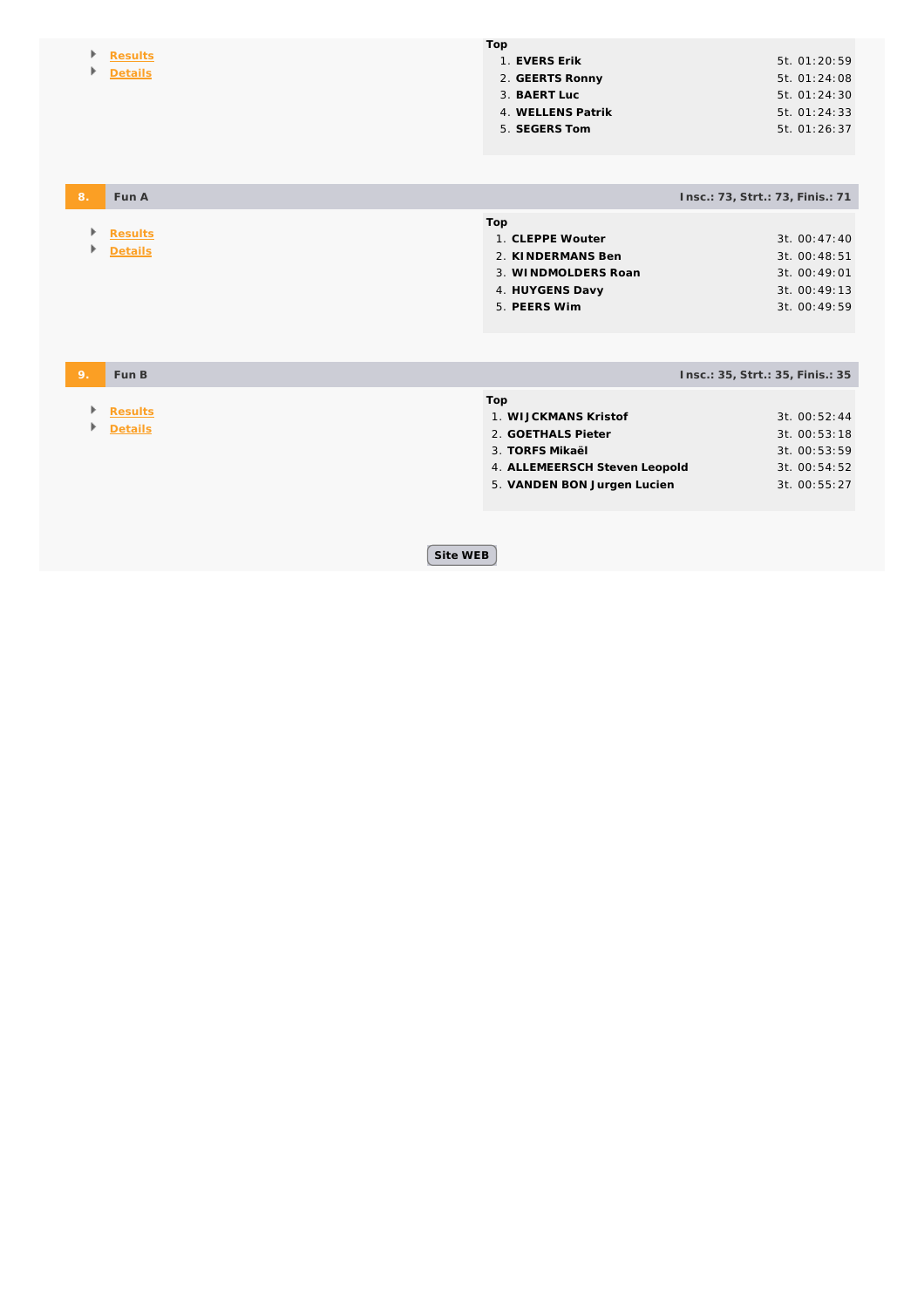- Results
- Details

**Top**

| | | |
|---|---|---|
| 1. | **EVERS Erik** | 5t. 01:20:59 |
| 2. | **GEERTS Ronny** | 5t. 01:24:08 |
| 3. | **BAERT Luc** | 5t. 01:24:30 |
| 4. | **WELLENS Patrik** | 5t. 01:24:33 |
| 5. | **SEGERS Tom** | 5t. 01:26:37 |

## 8. Fun A

**Insc.: 73, Strt.: 73, Finis.: 71**

- Results
- Details

**Top**

| | | |
|---|---|---|
| 1. | **CLEPPE Wouter** | 3t. 00:47:40 |
| 2. | **KINDERMANS Ben** | 3t. 00:48:51 |
| 3. | **WINDMOLDERS Roan** | 3t. 00:49:01 |
| 4. | **HUYGENS Davy** | 3t. 00:49:13 |
| 5. | **PEERS Wim** | 3t. 00:49:59 |

## 9. Fun B

**Insc.: 35, Strt.: 35, Finis.: 35**

- Results
- Details

**Top**

| | | |
|---|---|---|
| 1. | **WIJCKMANS Kristof** | 3t. 00:52:44 |
| 2. | **GOETHALS Pieter** | 3t. 00:53:18 |
| 3. | **TORFS Mikaël** | 3t. 00:53:59 |
| 4. | **ALLEMEERSCH Steven Leopold** | 3t. 00:54:52 |
| 5. | **VANDEN BON Jurgen Lucien** | 3t. 00:55:27 |

Site WEB